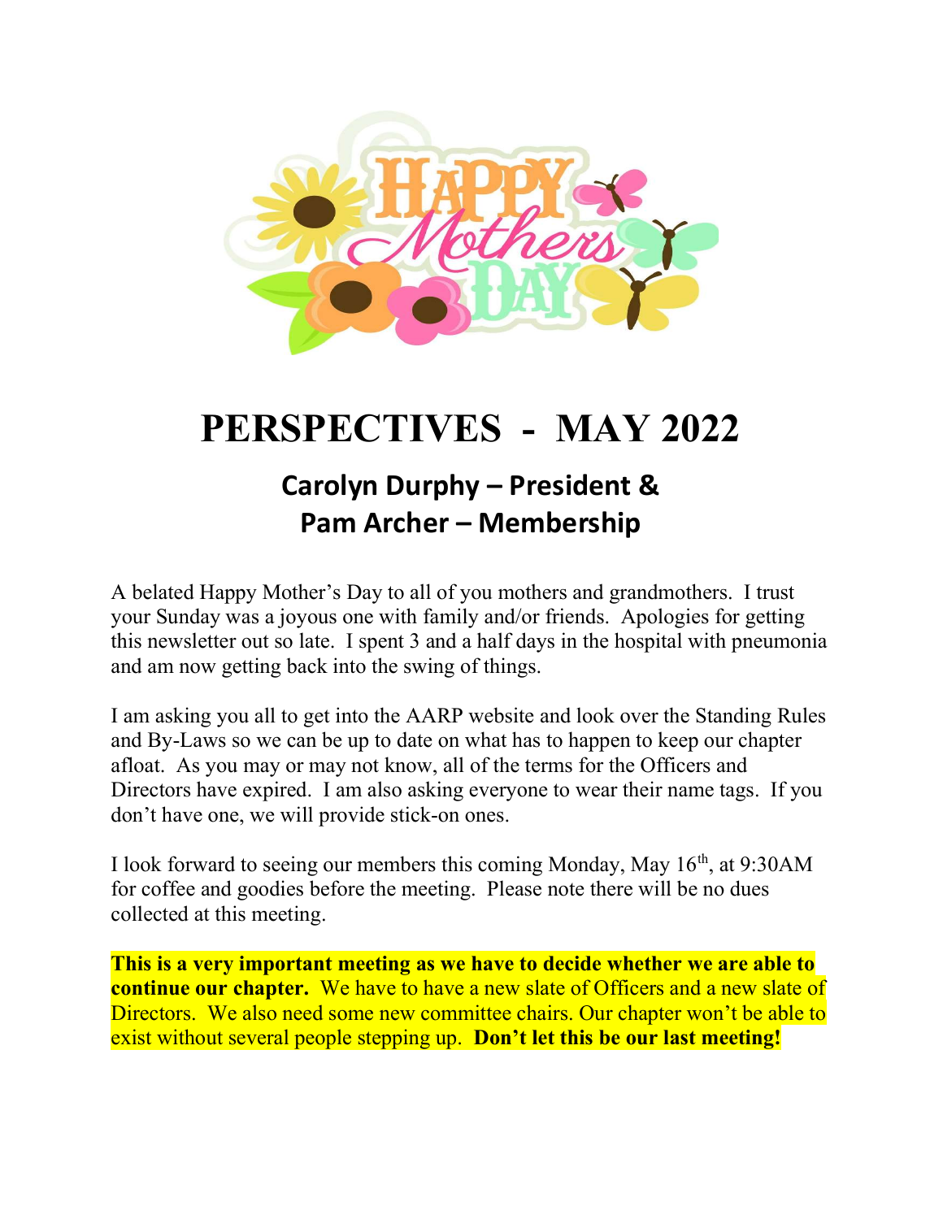# PERSPECTIVES - MAY 2022

## Carolyn Durphy – President & Pam Archer – Membership

A belated Happy Mother's Day to all of you mothers and grandmothers. I trust your Sunday was a joyous one with family and/or friends. Apologies for getting this newsletter out so late. I spent 3 and a half days in the hospital with pneumonia and am now getting back into the swing of things.

I am asking you all to get into the AARP website and look over the Standing Rules and By-Laws so we can be up to date on what has to happen to keep our chapter afloat. As you may or may not know, all of the terms for the Officers and Directors have expired. I am also asking everyone to wear their name tags. If you don't have one, we will provide stick-on ones.

I look forward to seeing our members this coming Monday, May 16th, at 9:30AM for coffee and goodies before the meeting. Please note there will be no dues collected at this meeting.

**This is a very important meeting as we have to decide whether we are able to continue our chapter.** We have to have a new slate of Officers and a new slate of Directors. We also need some new committee chairs. Our chapter won't be able to exist without several people stepping up. **Don't let this be our last meeting!**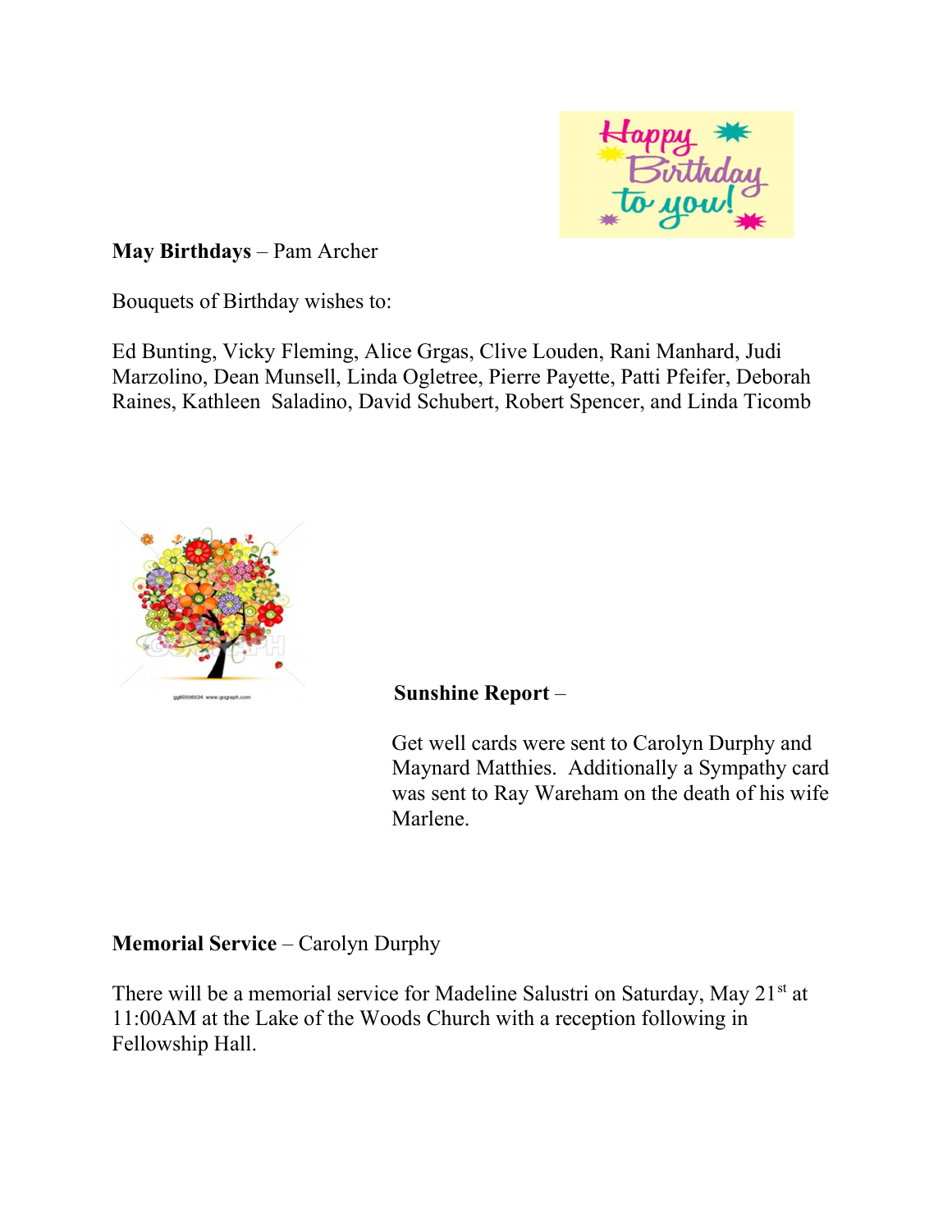**May Birthdays** – Pam Archer

Bouquets of Birthday wishes to:

Ed Bunting, Vicky Fleming, Alice Grgas, Clive Louden, Rani Manhard, Judi Marzolino, Dean Munsell, Linda Ogletree, Pierre Payette, Patti Pfeifer, Deborah Raines, Kathleen Saladino, David Schubert, Robert Spencer, and Linda Ticomb

**Sunshine Report** –

Get well cards were sent to Carolyn Durphy and Maynard Matthies. Additionally a Sympathy card was sent to Ray Wareham on the death of his wife Marlene.

**Memorial Service** – Carolyn Durphy

There will be a memorial service for Madeline Salustri on Saturday, May 21st at 11:00AM at the Lake of the Woods Church with a reception following in Fellowship Hall.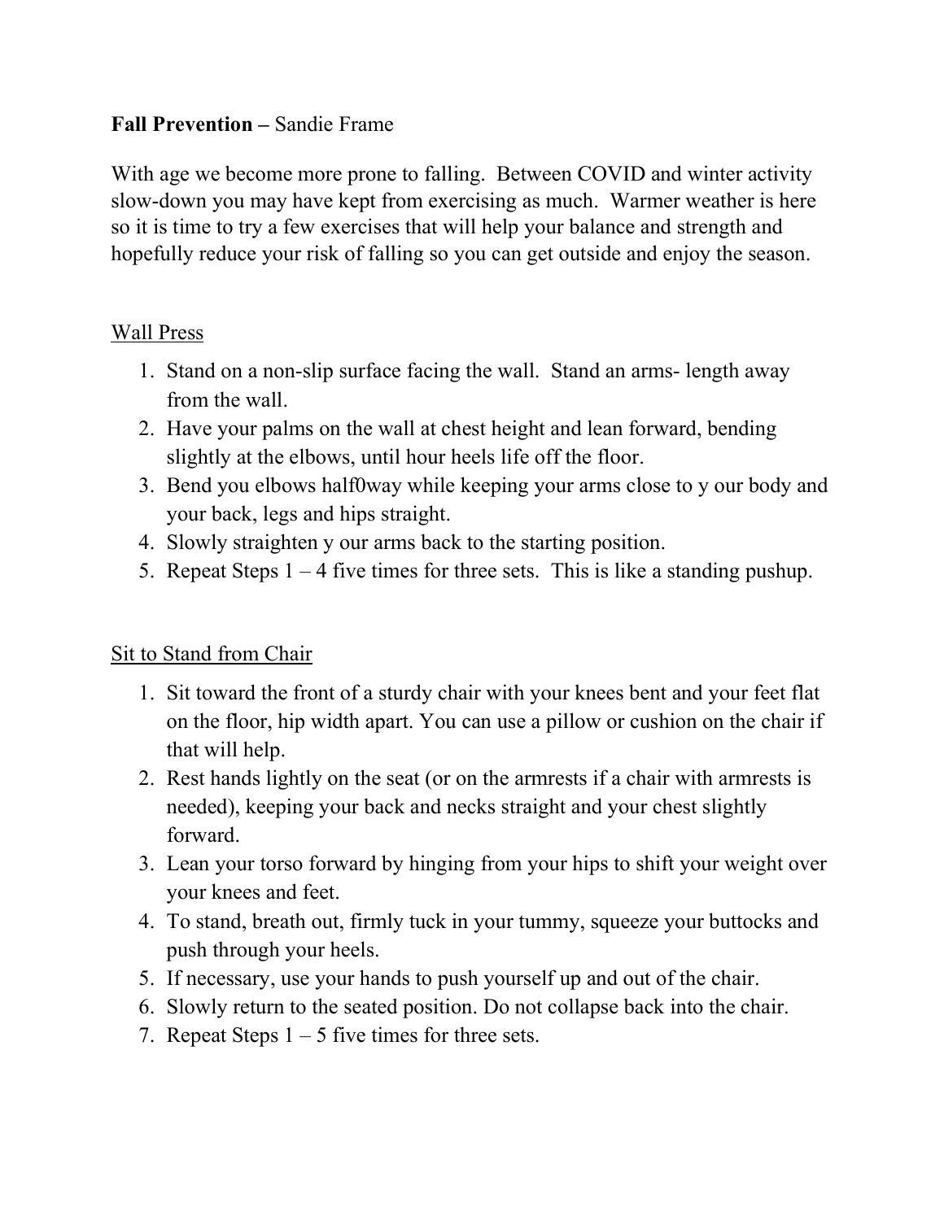**Fall Prevention –** Sandie Frame

With age we become more prone to falling. Between COVID and winter activity slow-down you may have kept from exercising as much. Warmer weather is here so it is time to try a few exercises that will help your balance and strength and hopefully reduce your risk of falling so you can get outside and enjoy the season.

<u>Wall Press</u>

1. Stand on a non-slip surface facing the wall. Stand an arms- length away from the wall.
2. Have your palms on the wall at chest height and lean forward, bending slightly at the elbows, until hour heels life off the floor.
3. Bend you elbows half0way while keeping your arms close to y our body and your back, legs and hips straight.
4. Slowly straighten y our arms back to the starting position.
5. Repeat Steps 1 – 4 five times for three sets. This is like a standing pushup.

<u>Sit to Stand from Chair</u>

1. Sit toward the front of a sturdy chair with your knees bent and your feet flat on the floor, hip width apart. You can use a pillow or cushion on the chair if that will help.
2. Rest hands lightly on the seat (or on the armrests if a chair with armrests is needed), keeping your back and necks straight and your chest slightly forward.
3. Lean your torso forward by hinging from your hips to shift your weight over your knees and feet.
4. To stand, breath out, firmly tuck in your tummy, squeeze your buttocks and push through your heels.
5. If necessary, use your hands to push yourself up and out of the chair.
6. Slowly return to the seated position. Do not collapse back into the chair.
7. Repeat Steps 1 – 5 five times for three sets.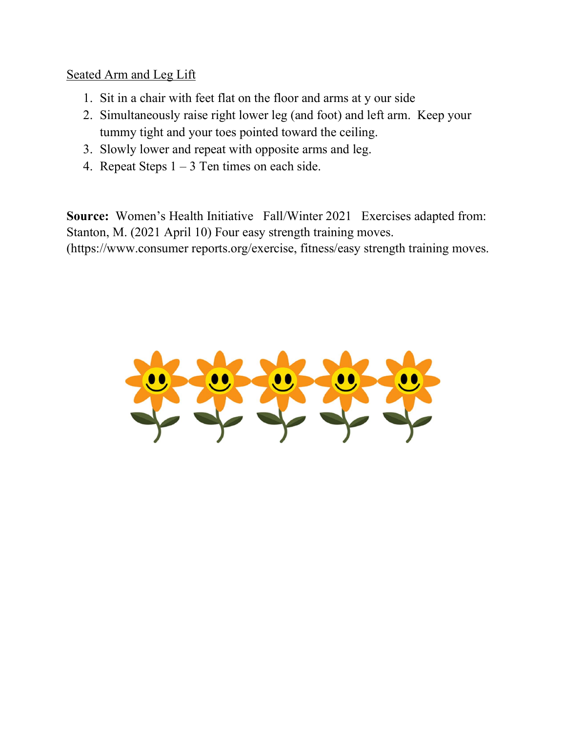<u>Seated Arm and Leg Lift</u>

1. Sit in a chair with feet flat on the floor and arms at y our side
2. Simultaneously raise right lower leg (and foot) and left arm. Keep your tummy tight and your toes pointed toward the ceiling.
3. Slowly lower and repeat with opposite arms and leg.
4. Repeat Steps 1 – 3 Ten times on each side.

**Source:** Women's Health Initiative Fall/Winter 2021 Exercises adapted from: Stanton, M. (2021 April 10) Four easy strength training moves. (https://www.consumer reports.org/exercise, fitness/easy strength training moves.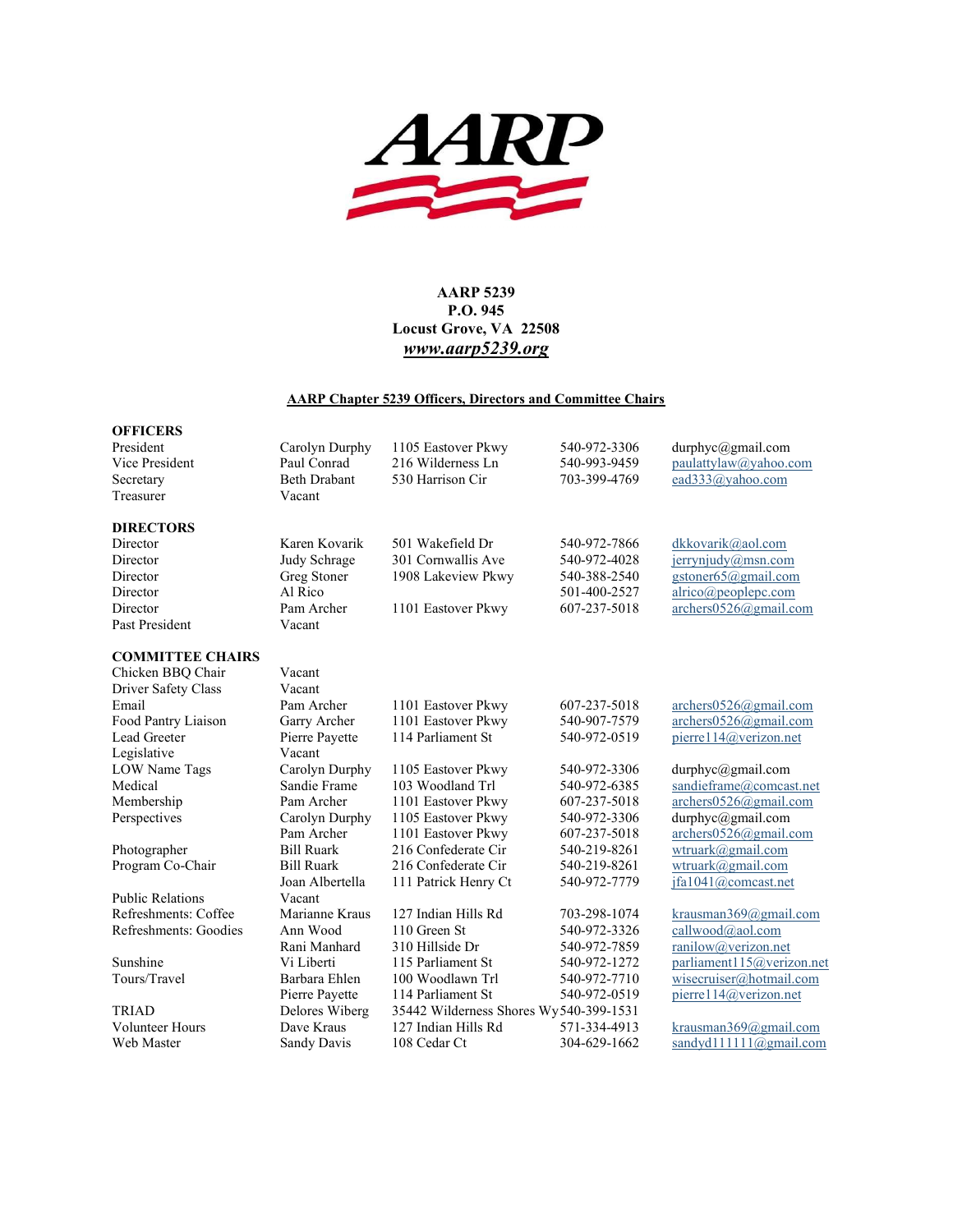**AARP 5239**
**P.O. 945**
**Locust Grove, VA 22508**
***www.aarp5239.org***

**AARP Chapter 5239 Officers, Directors and Committee Chairs**

| | | | | |
|---|---|---|---|---|
| **OFFICERS** | | | | |
| President | Carolyn Durphy | 1105 Eastover Pkwy | 540-972-3306 | durphyc@gmail.com |
| Vice President | Paul Conrad | 216 Wilderness Ln | 540-993-9459 | paulattylaw@yahoo.com |
| Secretary | Beth Drabant | 530 Harrison Cir | 703-399-4769 | ead333@yahoo.com |
| Treasurer | Vacant | | | |
| **DIRECTORS** | | | | |
| Director | Karen Kovarik | 501 Wakefield Dr | 540-972-7866 | dkkovarik@aol.com |
| Director | Judy Schrage | 301 Cornwallis Ave | 540-972-4028 | jerrynjudy@msn.com |
| Director | Greg Stoner | 1908 Lakeview Pkwy | 540-388-2540 | gstoner65@gmail.com |
| Director | Al Rico | | 501-400-2527 | alrico@peoplepc.com |
| Director | Pam Archer | 1101 Eastover Pkwy | 607-237-5018 | archers0526@gmail.com |
| Past President | Vacant | | | |
| **COMMITTEE CHAIRS** | | | | |
| Chicken BBQ Chair | Vacant | | | |
| Driver Safety Class | Vacant | | | |
| Email | Pam Archer | 1101 Eastover Pkwy | 607-237-5018 | archers0526@gmail.com |
| Food Pantry Liaison | Garry Archer | 1101 Eastover Pkwy | 540-907-7579 | archers0526@gmail.com |
| Lead Greeter | Pierre Payette | 114 Parliament St | 540-972-0519 | pierre114@verizon.net |
| Legislative | Vacant | | | |
| LOW Name Tags | Carolyn Durphy | 1105 Eastover Pkwy | 540-972-3306 | durphyc@gmail.com |
| Medical | Sandie Frame | 103 Woodland Trl | 540-972-6385 | sandieframe@comcast.net |
| Membership | Pam Archer | 1101 Eastover Pkwy | 607-237-5018 | archers0526@gmail.com |
| Perspectives | Carolyn Durphy | 1105 Eastover Pkwy | 540-972-3306 | durphyc@gmail.com |
| | Pam Archer | 1101 Eastover Pkwy | 607-237-5018 | archers0526@gmail.com |
| Photographer | Bill Ruark | 216 Confederate Cir | 540-219-8261 | wtruark@gmail.com |
| Program Co-Chair | Bill Ruark | 216 Confederate Cir | 540-219-8261 | wtruark@gmail.com |
| | Joan Albertella | 111 Patrick Henry Ct | 540-972-7779 | jfa1041@comcast.net |
| Public Relations | Vacant | | | |
| Refreshments: Coffee | Marianne Kraus | 127 Indian Hills Rd | 703-298-1074 | krausman369@gmail.com |
| Refreshments: Goodies | Ann Wood | 110 Green St | 540-972-3326 | callwood@aol.com |
| | Rani Manhard | 310 Hillside Dr | 540-972-7859 | ranilow@verizon.net |
| Sunshine | Vi Liberti | 115 Parliament St | 540-972-1272 | parliament115@verizon.net |
| Tours/Travel | Barbara Ehlen | 100 Woodlawn Trl | 540-972-7710 | wisecruiser@hotmail.com |
| | Pierre Payette | 114 Parliament St | 540-972-0519 | pierre114@verizon.net |
| TRIAD | Delores Wiberg | 35442 Wilderness Shores Wy | 540-399-1531 | |
| Volunteer Hours | Dave Kraus | 127 Indian Hills Rd | 571-334-4913 | krausman369@gmail.com |
| Web Master | Sandy Davis | 108 Cedar Ct | 304-629-1662 | sandyd111111@gmail.com |